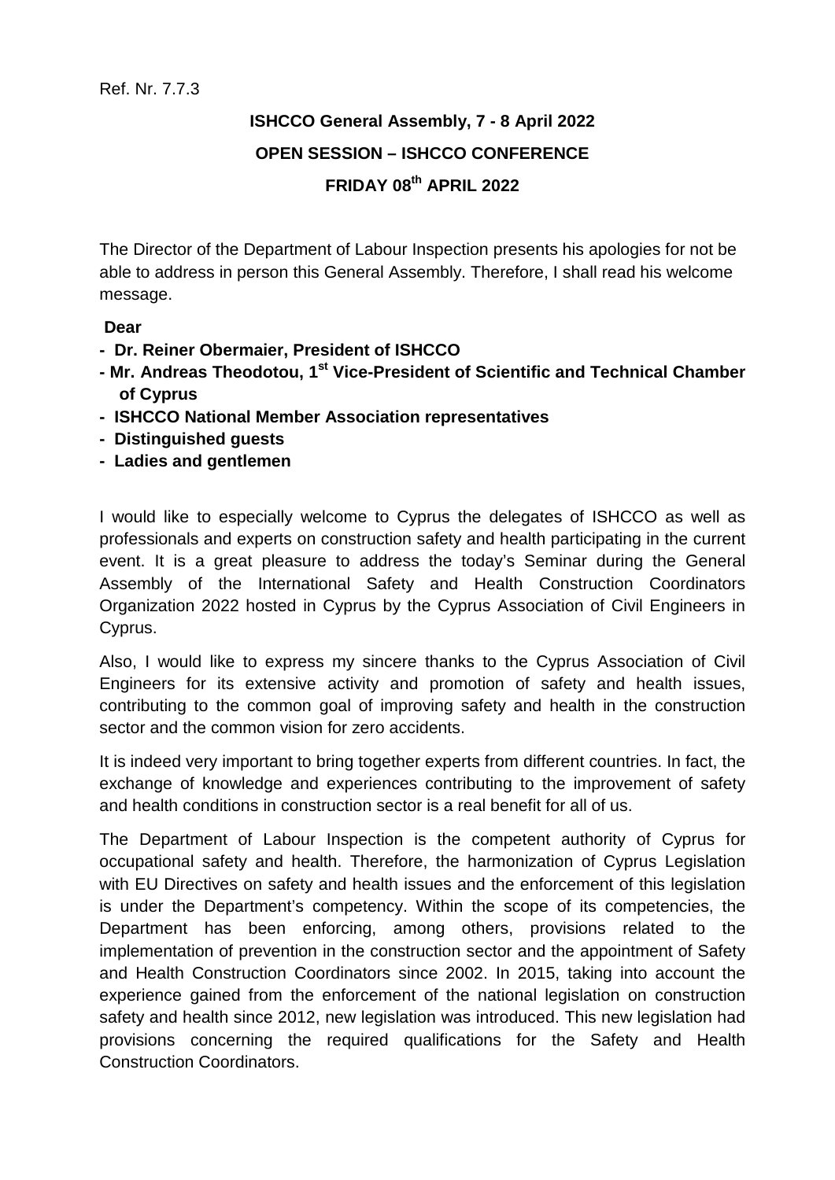Ref. Nr. 7.7.3

**ISHCCO General Assembly, 7 - 8 April 2022**

**OPEN SESSION – ISHCCO CONFERENCE**

**FRIDAY 08th APRIL 2022**

The Director of the Department of Labour Inspection presents his apologies for not be able to address in person this General Assembly. Therefore, I shall read his welcome message.

**Dear**

- **Dr. Reiner Obermaier, President of ISHCCO**
- **Mr. Andreas Theodotou, 1st Vice-President of Scientific and Technical Chamber of Cyprus**
- **ISHCCO National Member Association representatives**
- **Distinguished guests**
- **Ladies and gentlemen**

I would like to especially welcome to Cyprus the delegates of ISHCCO as well as professionals and experts on construction safety and health participating in the current event. It is a great pleasure to address the today's Seminar during the General Assembly of the International Safety and Health Construction Coordinators Organization 2022 hosted in Cyprus by the Cyprus Association of Civil Engineers in Cyprus.

Also, I would like to express my sincere thanks to the Cyprus Association of Civil Engineers for its extensive activity and promotion of safety and health issues, contributing to the common goal of improving safety and health in the construction sector and the common vision for zero accidents.

It is indeed very important to bring together experts from different countries. In fact, the exchange of knowledge and experiences contributing to the improvement of safety and health conditions in construction sector is a real benefit for all of us.

The Department of Labour Inspection is the competent authority of Cyprus for occupational safety and health. Therefore, the harmonization of Cyprus Legislation with EU Directives on safety and health issues and the enforcement of this legislation is under the Department's competency. Within the scope of its competencies, the Department has been enforcing, among others, provisions related to the implementation of prevention in the construction sector and the appointment of Safety and Health Construction Coordinators since 2002. In 2015, taking into account the experience gained from the enforcement of the national legislation on construction safety and health since 2012, new legislation was introduced. This new legislation had provisions concerning the required qualifications for the Safety and Health Construction Coordinators.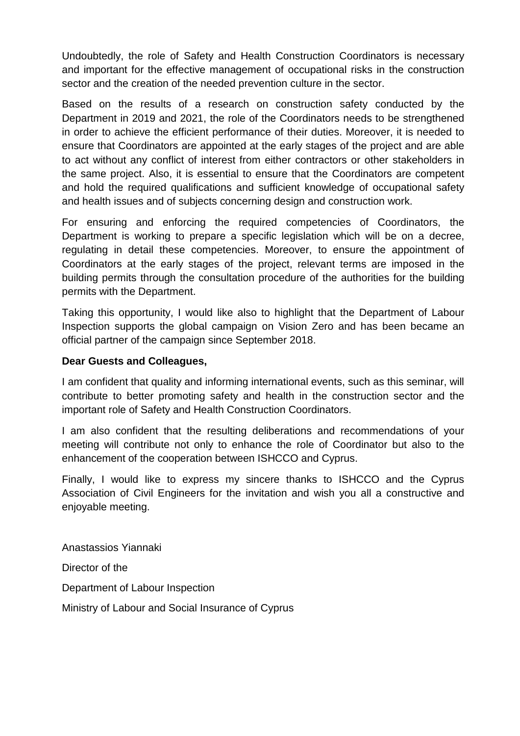Undoubtedly, the role of Safety and Health Construction Coordinators is necessary and important for the effective management of occupational risks in the construction sector and the creation of the needed prevention culture in the sector.

Based on the results of a research on construction safety conducted by the Department in 2019 and 2021, the role of the Coordinators needs to be strengthened in order to achieve the efficient performance of their duties. Moreover, it is needed to ensure that Coordinators are appointed at the early stages of the project and are able to act without any conflict of interest from either contractors or other stakeholders in the same project. Also, it is essential to ensure that the Coordinators are competent and hold the required qualifications and sufficient knowledge of occupational safety and health issues and of subjects concerning design and construction work.

For ensuring and enforcing the required competencies of Coordinators, the Department is working to prepare a specific legislation which will be on a decree, regulating in detail these competencies. Moreover, to ensure the appointment of Coordinators at the early stages of the project, relevant terms are imposed in the building permits through the consultation procedure of the authorities for the building permits with the Department.

Taking this opportunity, I would like also to highlight that the Department of Labour Inspection supports the global campaign on Vision Zero and has been became an official partner of the campaign since September 2018.

**Dear Guests and Colleagues,**

I am confident that quality and informing international events, such as this seminar, will contribute to better promoting safety and health in the construction sector and the important role of Safety and Health Construction Coordinators.

I am also confident that the resulting deliberations and recommendations of your meeting will contribute not only to enhance the role of Coordinator but also to the enhancement of the cooperation between ISHCCO and Cyprus.

Finally, I would like to express my sincere thanks to ISHCCO and the Cyprus Association of Civil Engineers for the invitation and wish you all a constructive and enjoyable meeting.

Anastassios Yiannaki

Director of the

Department of Labour Inspection

Ministry of Labour and Social Insurance of Cyprus